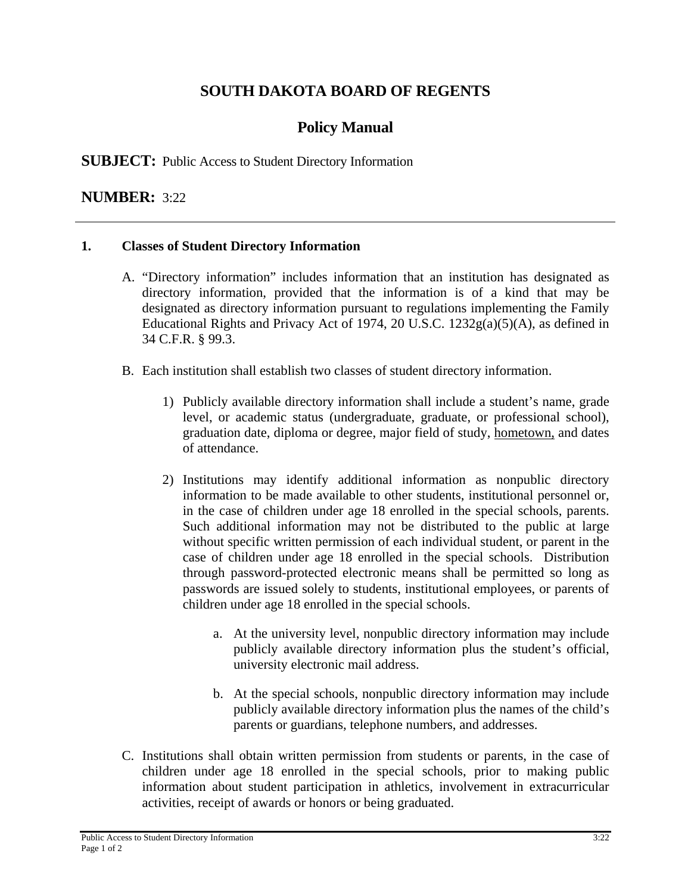# SOUTH DAKOTA BOARD OF REGENTS

## Policy Manual

**SUBJECT:** Public Access to Student Directory Information

**NUMBER:** 3:22

---

**1. Classes of Student Directory Information**

A. "Directory information" includes information that an institution has designated as directory information, provided that the information is of a kind that may be designated as directory information pursuant to regulations implementing the Family Educational Rights and Privacy Act of 1974, 20 U.S.C. 1232g(a)(5)(A), as defined in 34 C.F.R. § 99.3.

B. Each institution shall establish two classes of student directory information.

1) Publicly available directory information shall include a student's name, grade level, or academic status (undergraduate, graduate, or professional school), graduation date, diploma or degree, major field of study, <u>hometown,</u> and dates of attendance.

2) Institutions may identify additional information as nonpublic directory information to be made available to other students, institutional personnel or, in the case of children under age 18 enrolled in the special schools, parents. Such additional information may not be distributed to the public at large without specific written permission of each individual student, or parent in the case of children under age 18 enrolled in the special schools. Distribution through password-protected electronic means shall be permitted so long as passwords are issued solely to students, institutional employees, or parents of children under age 18 enrolled in the special schools.

a. At the university level, nonpublic directory information may include publicly available directory information plus the student's official, university electronic mail address.

b. At the special schools, nonpublic directory information may include publicly available directory information plus the names of the child's parents or guardians, telephone numbers, and addresses.

C. Institutions shall obtain written permission from students or parents, in the case of children under age 18 enrolled in the special schools, prior to making public information about student participation in athletics, involvement in extracurricular activities, receipt of awards or honors or being graduated.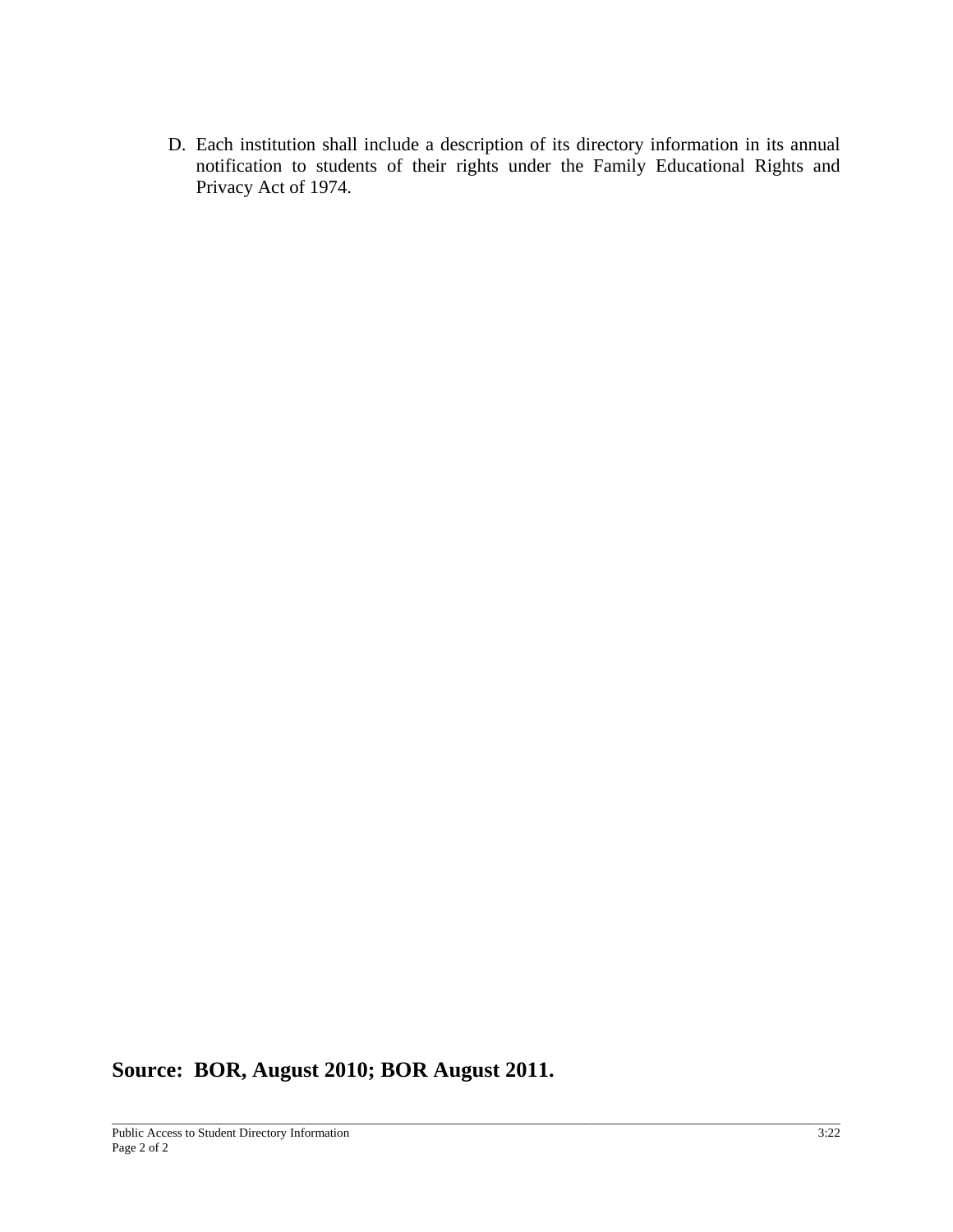D. Each institution shall include a description of its directory information in its annual notification to students of their rights under the Family Educational Rights and Privacy Act of 1974.

**Source: BOR, August 2010; BOR August 2011.**